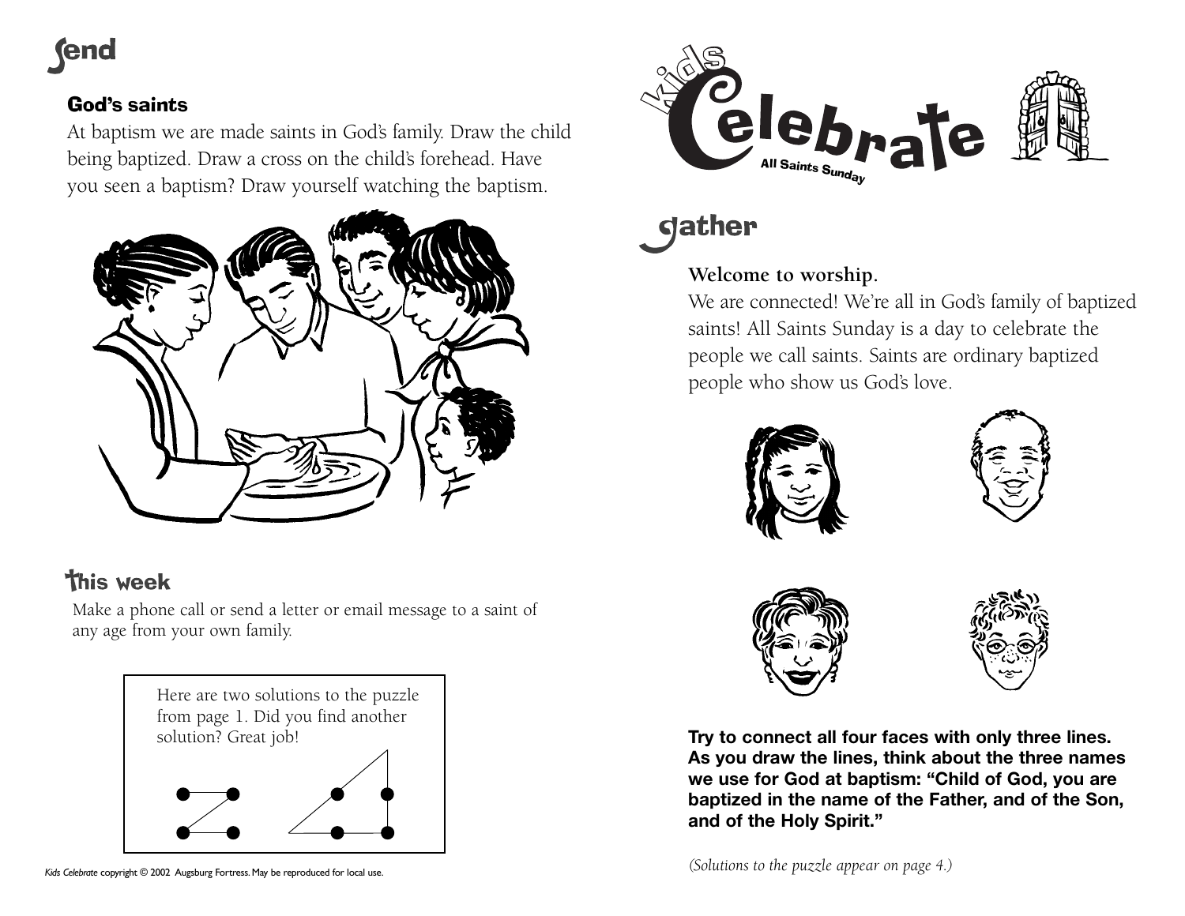# send

## God's saints

At baptism we are made saints in God's family. Draw the child being baptized. Draw a cross on the child's forehead. Have you seen a baptism? Draw yourself watching the baptism.

## This week

Make a phone call or send a letter or email message to a saint of any age from your own family.

Here are two solutions to the puzzle from page 1. Did you find another solution? Great job!

*Kids Celebrate* copyright © 2002 Augsburg Fortress. May be reproduced for local use.

# Kids Celebrate

All Saints Sunday

# gather

**Welcome to worship.**

We are connected! We're all in God's family of baptized saints! All Saints Sunday is a day to celebrate the people we call saints. Saints are ordinary baptized people who show us God's love.

**Try to connect all four faces with only three lines. As you draw the lines, think about the three names we use for God at baptism: "Child of God, you are baptized in the name of the Father, and of the Son, and of the Holy Spirit."**

*(Solutions to the puzzle appear on page 4.)*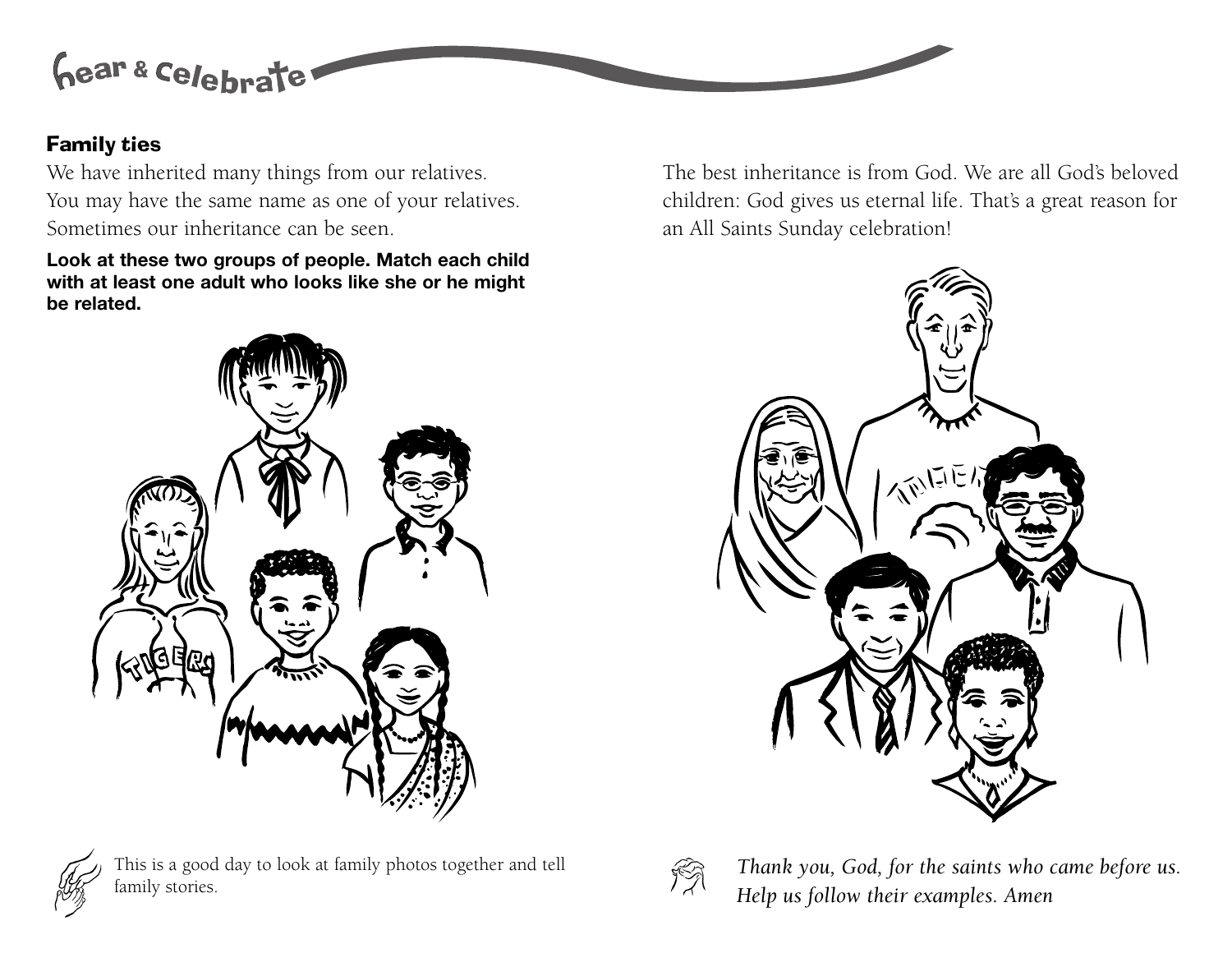hear & celebrate

## Family ties

We have inherited many things from our relatives. You may have the same name as one of your relatives. Sometimes our inheritance can be seen.

**Look at these two groups of people. Match each child with at least one adult who looks like she or he might be related.**

This is a good day to look at family photos together and tell family stories.

The best inheritance is from God. We are all God's beloved children: God gives us eternal life. That's a great reason for an All Saints Sunday celebration!

*Thank you, God, for the saints who came before us. Help us follow their examples. Amen*